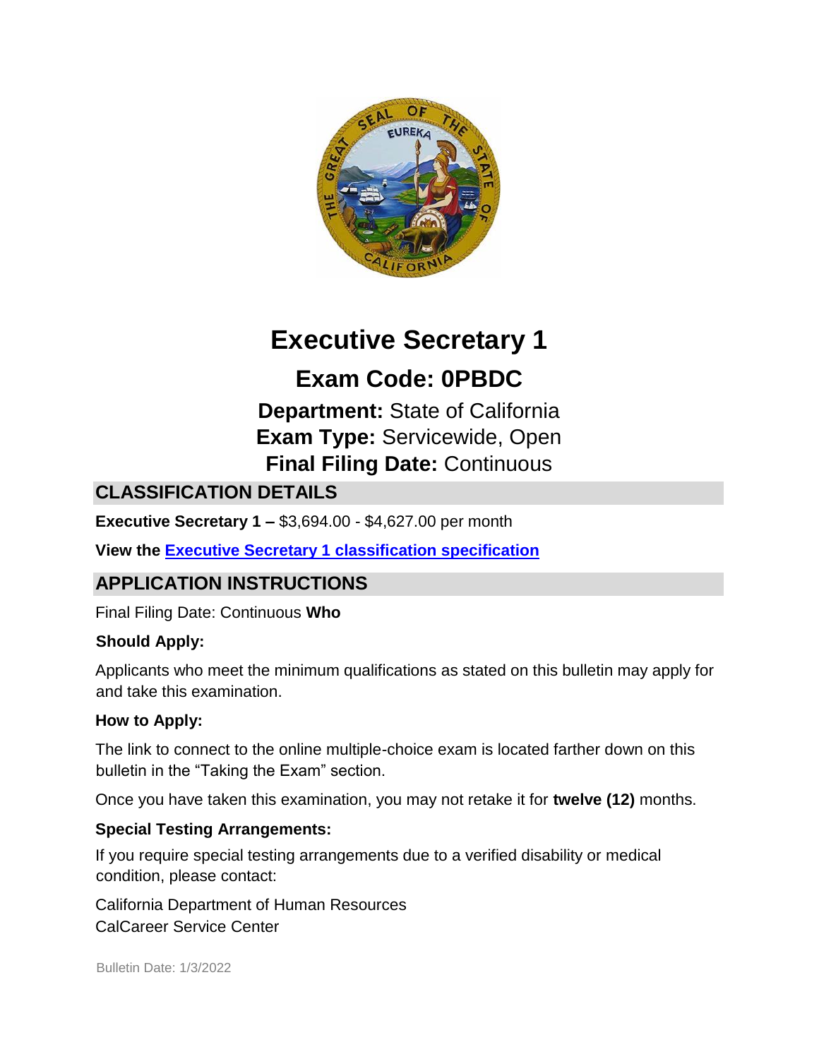# Executive Secretary 1

## Exam Code: 0PBDC

**Department:** State of California
**Exam Type:** Servicewide, Open
**Final Filing Date:** Continuous

## CLASSIFICATION DETAILS

**Executive Secretary 1 –** $3,694.00 - $4,627.00 per month

**View the [Executive Secretary 1 classification specification]()**

## APPLICATION INSTRUCTIONS

Final Filing Date: Continuous **Who**

**Should Apply:**

Applicants who meet the minimum qualifications as stated on this bulletin may apply for and take this examination.

**How to Apply:**

The link to connect to the online multiple-choice exam is located farther down on this bulletin in the "Taking the Exam" section.

Once you have taken this examination, you may not retake it for **twelve (12)** months.

**Special Testing Arrangements:**

If you require special testing arrangements due to a verified disability or medical condition, please contact:

California Department of Human Resources
CalCareer Service Center

Bulletin Date: 1/3/2022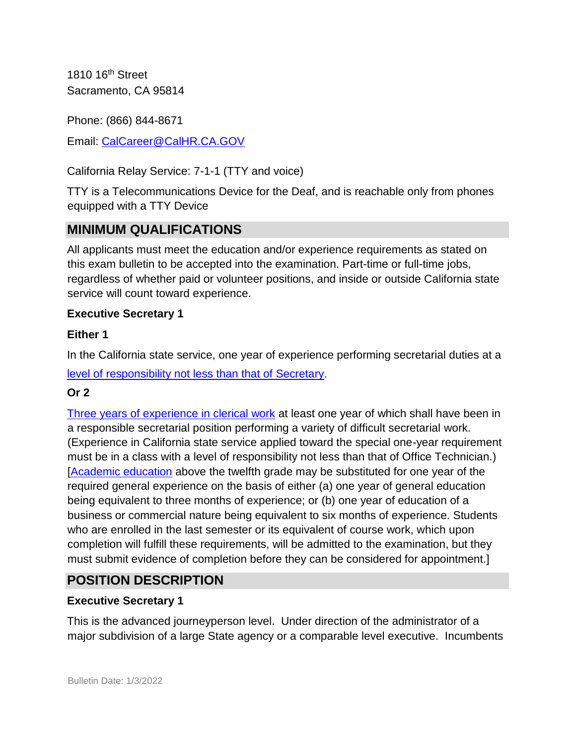1810 16th Street
Sacramento, CA 95814

Phone: (866) 844-8671

Email: [CalCareer@CalHR.CA.GOV](mailto:CalCareer@CalHR.CA.GOV)

California Relay Service: 7-1-1 (TTY and voice)

TTY is a Telecommunications Device for the Deaf, and is reachable only from phones equipped with a TTY Device

## MINIMUM QUALIFICATIONS

All applicants must meet the education and/or experience requirements as stated on this exam bulletin to be accepted into the examination. Part-time or full-time jobs, regardless of whether paid or volunteer positions, and inside or outside California state service will count toward experience.

**Executive Secretary 1**

**Either 1**

In the California state service, one year of experience performing secretarial duties at a level of responsibility not less than that of Secretary.

**Or 2**

Three years of experience in clerical work at least one year of which shall have been in a responsible secretarial position performing a variety of difficult secretarial work. (Experience in California state service applied toward the special one-year requirement must be in a class with a level of responsibility not less than that of Office Technician.) [Academic education above the twelfth grade may be substituted for one year of the required general experience on the basis of either (a) one year of general education being equivalent to three months of experience; or (b) one year of education of a business or commercial nature being equivalent to six months of experience. Students who are enrolled in the last semester or its equivalent of course work, which upon completion will fulfill these requirements, will be admitted to the examination, but they must submit evidence of completion before they can be considered for appointment.]

## POSITION DESCRIPTION

**Executive Secretary 1**

This is the advanced journeyperson level. Under direction of the administrator of a major subdivision of a large State agency or a comparable level executive. Incumbents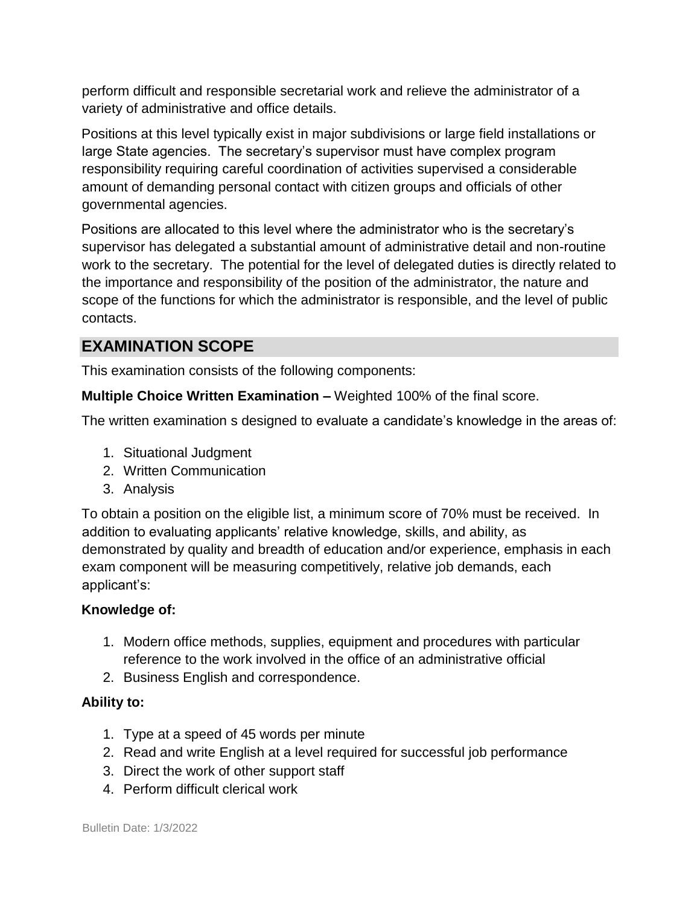perform difficult and responsible secretarial work and relieve the administrator of a variety of administrative and office details.

Positions at this level typically exist in major subdivisions or large field installations or large State agencies. The secretary's supervisor must have complex program responsibility requiring careful coordination of activities supervised a considerable amount of demanding personal contact with citizen groups and officials of other governmental agencies.

Positions are allocated to this level where the administrator who is the secretary's supervisor has delegated a substantial amount of administrative detail and non-routine work to the secretary. The potential for the level of delegated duties is directly related to the importance and responsibility of the position of the administrator, the nature and scope of the functions for which the administrator is responsible, and the level of public contacts.

## EXAMINATION SCOPE

This examination consists of the following components:

**Multiple Choice Written Examination –** Weighted 100% of the final score.

The written examination s designed to evaluate a candidate's knowledge in the areas of:

1. Situational Judgment
2. Written Communication
3. Analysis

To obtain a position on the eligible list, a minimum score of 70% must be received. In addition to evaluating applicants' relative knowledge, skills, and ability, as demonstrated by quality and breadth of education and/or experience, emphasis in each exam component will be measuring competitively, relative job demands, each applicant's:

**Knowledge of:**

1. Modern office methods, supplies, equipment and procedures with particular reference to the work involved in the office of an administrative official
2. Business English and correspondence.

**Ability to:**

1. Type at a speed of 45 words per minute
2. Read and write English at a level required for successful job performance
3. Direct the work of other support staff
4. Perform difficult clerical work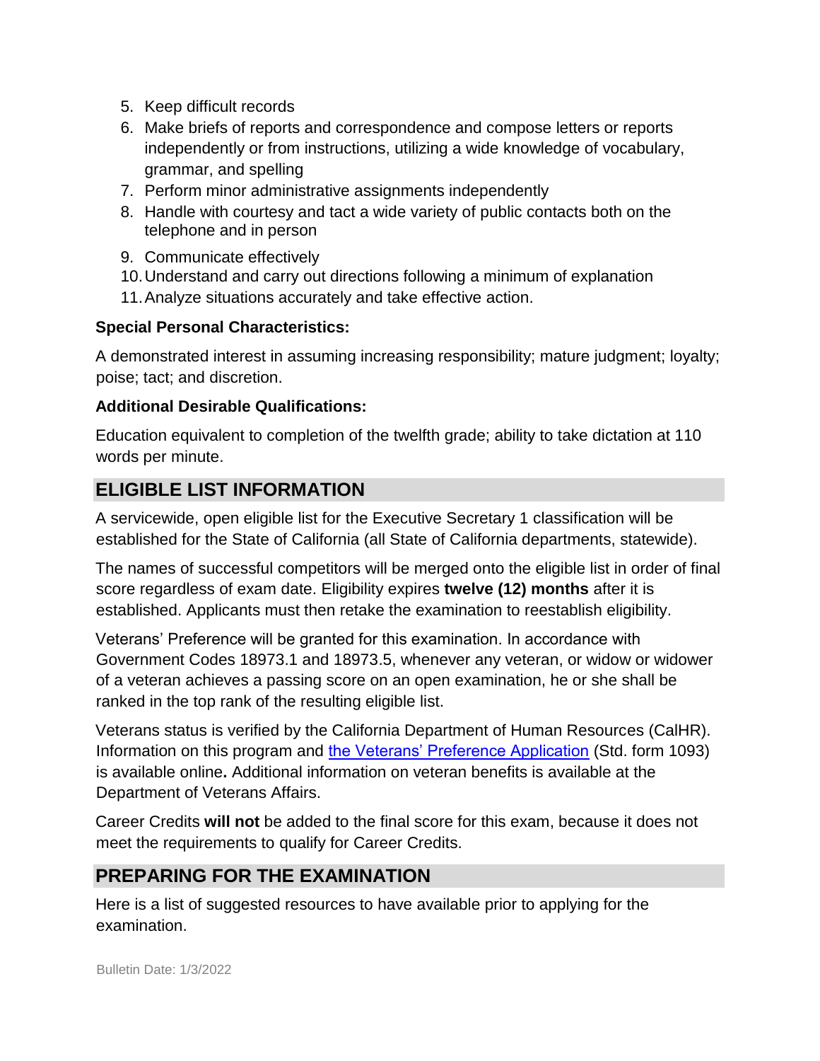5. Keep difficult records
6. Make briefs of reports and correspondence and compose letters or reports independently or from instructions, utilizing a wide knowledge of vocabulary, grammar, and spelling
7. Perform minor administrative assignments independently
8. Handle with courtesy and tact a wide variety of public contacts both on the telephone and in person
9. Communicate effectively
10. Understand and carry out directions following a minimum of explanation
11. Analyze situations accurately and take effective action.

**Special Personal Characteristics:**

A demonstrated interest in assuming increasing responsibility; mature judgment; loyalty; poise; tact; and discretion.

**Additional Desirable Qualifications:**

Education equivalent to completion of the twelfth grade; ability to take dictation at 110 words per minute.

## ELIGIBLE LIST INFORMATION

A servicewide, open eligible list for the Executive Secretary 1 classification will be established for the State of California (all State of California departments, statewide).

The names of successful competitors will be merged onto the eligible list in order of final score regardless of exam date. Eligibility expires **twelve (12) months** after it is established. Applicants must then retake the examination to reestablish eligibility.

Veterans' Preference will be granted for this examination. In accordance with Government Codes 18973.1 and 18973.5, whenever any veteran, or widow or widower of a veteran achieves a passing score on an open examination, he or she shall be ranked in the top rank of the resulting eligible list.

Veterans status is verified by the California Department of Human Resources (CalHR). Information on this program and the Veterans' Preference Application (Std. form 1093) is available online**.** Additional information on veteran benefits is available at the Department of Veterans Affairs.

Career Credits **will not** be added to the final score for this exam, because it does not meet the requirements to qualify for Career Credits.

## PREPARING FOR THE EXAMINATION

Here is a list of suggested resources to have available prior to applying for the examination.

Bulletin Date: 1/3/2022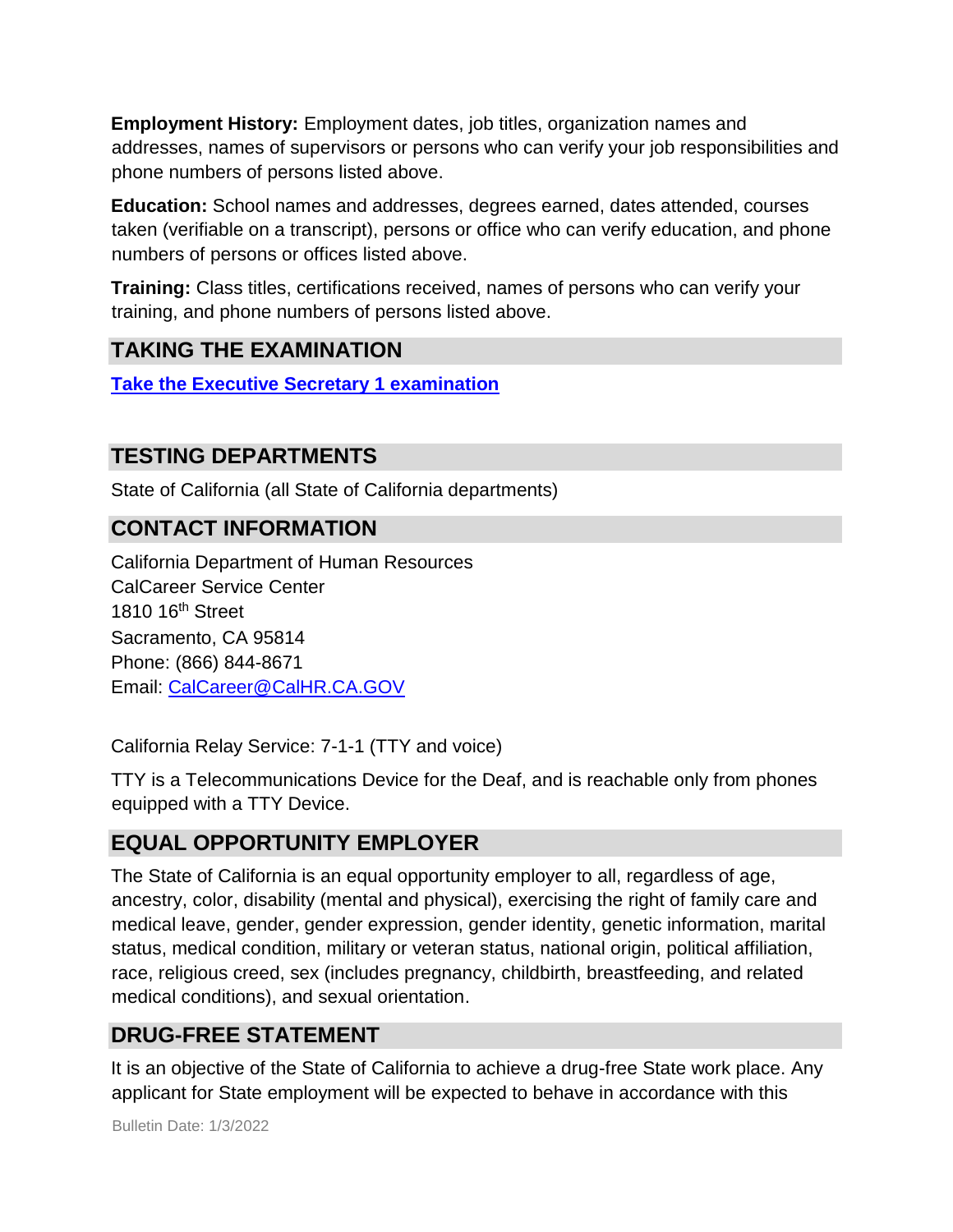**Employment History:** Employment dates, job titles, organization names and addresses, names of supervisors or persons who can verify your job responsibilities and phone numbers of persons listed above.

**Education:** School names and addresses, degrees earned, dates attended, courses taken (verifiable on a transcript), persons or office who can verify education, and phone numbers of persons or offices listed above.

**Training:** Class titles, certifications received, names of persons who can verify your training, and phone numbers of persons listed above.

## TAKING THE EXAMINATION

**Take the Executive Secretary 1 examination**

## TESTING DEPARTMENTS

State of California (all State of California departments)

## CONTACT INFORMATION

California Department of Human Resources
CalCareer Service Center
1810 16th Street
Sacramento, CA 95814
Phone: (866) 844-8671
Email: CalCareer@CalHR.CA.GOV

California Relay Service: 7-1-1 (TTY and voice)

TTY is a Telecommunications Device for the Deaf, and is reachable only from phones equipped with a TTY Device.

## EQUAL OPPORTUNITY EMPLOYER

The State of California is an equal opportunity employer to all, regardless of age, ancestry, color, disability (mental and physical), exercising the right of family care and medical leave, gender, gender expression, gender identity, genetic information, marital status, medical condition, military or veteran status, national origin, political affiliation, race, religious creed, sex (includes pregnancy, childbirth, breastfeeding, and related medical conditions), and sexual orientation.

## DRUG-FREE STATEMENT

It is an objective of the State of California to achieve a drug-free State work place. Any applicant for State employment will be expected to behave in accordance with this

Bulletin Date: 1/3/2022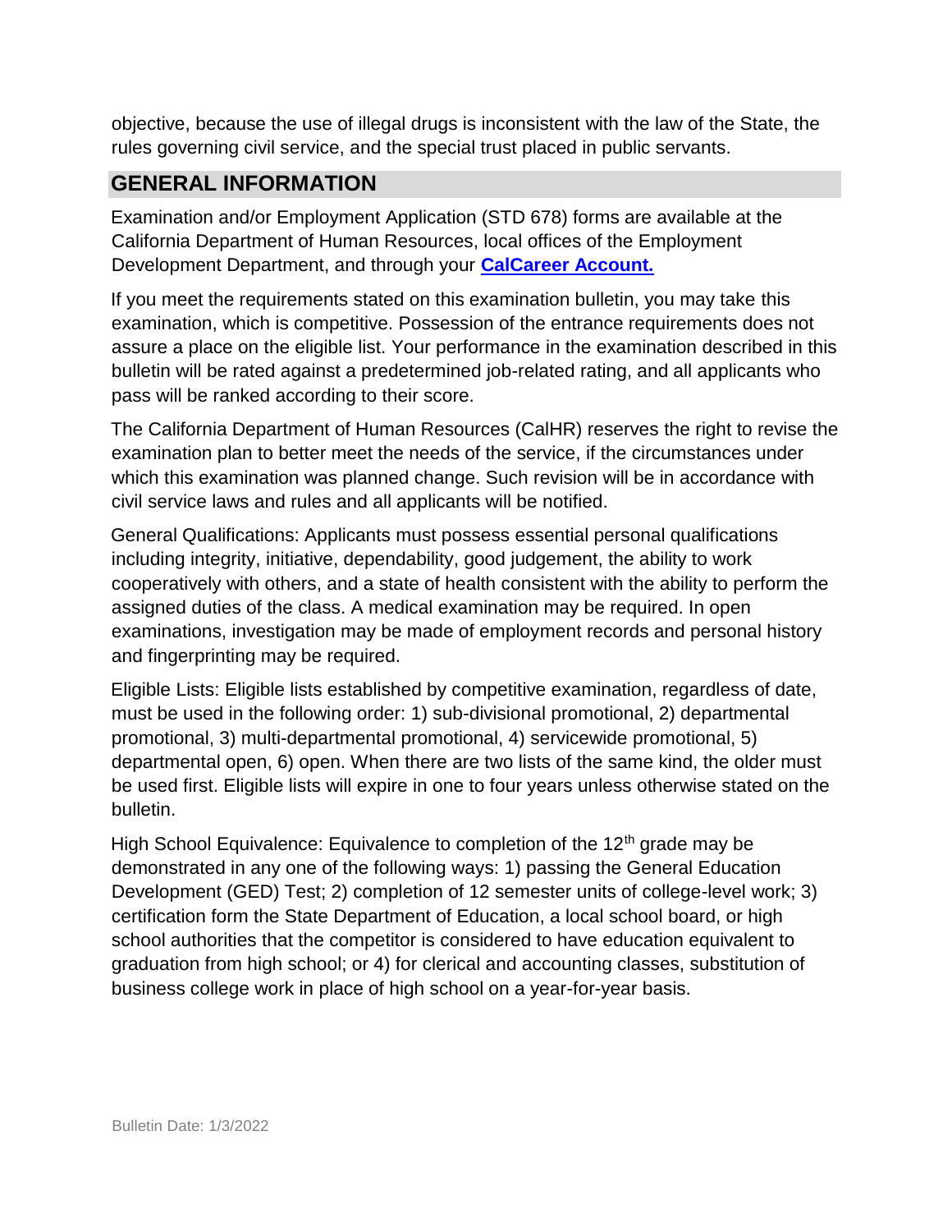objective, because the use of illegal drugs is inconsistent with the law of the State, the rules governing civil service, and the special trust placed in public servants.

## GENERAL INFORMATION

Examination and/or Employment Application (STD 678) forms are available at the California Department of Human Resources, local offices of the Employment Development Department, and through your **CalCareer Account.**

If you meet the requirements stated on this examination bulletin, you may take this examination, which is competitive. Possession of the entrance requirements does not assure a place on the eligible list. Your performance in the examination described in this bulletin will be rated against a predetermined job-related rating, and all applicants who pass will be ranked according to their score.

The California Department of Human Resources (CalHR) reserves the right to revise the examination plan to better meet the needs of the service, if the circumstances under which this examination was planned change. Such revision will be in accordance with civil service laws and rules and all applicants will be notified.

General Qualifications: Applicants must possess essential personal qualifications including integrity, initiative, dependability, good judgement, the ability to work cooperatively with others, and a state of health consistent with the ability to perform the assigned duties of the class. A medical examination may be required. In open examinations, investigation may be made of employment records and personal history and fingerprinting may be required.

Eligible Lists: Eligible lists established by competitive examination, regardless of date, must be used in the following order: 1) sub-divisional promotional, 2) departmental promotional, 3) multi-departmental promotional, 4) servicewide promotional, 5) departmental open, 6) open. When there are two lists of the same kind, the older must be used first. Eligible lists will expire in one to four years unless otherwise stated on the bulletin.

High School Equivalence: Equivalence to completion of the 12th grade may be demonstrated in any one of the following ways: 1) passing the General Education Development (GED) Test; 2) completion of 12 semester units of college-level work; 3) certification form the State Department of Education, a local school board, or high school authorities that the competitor is considered to have education equivalent to graduation from high school; or 4) for clerical and accounting classes, substitution of business college work in place of high school on a year-for-year basis.

Bulletin Date: 1/3/2022